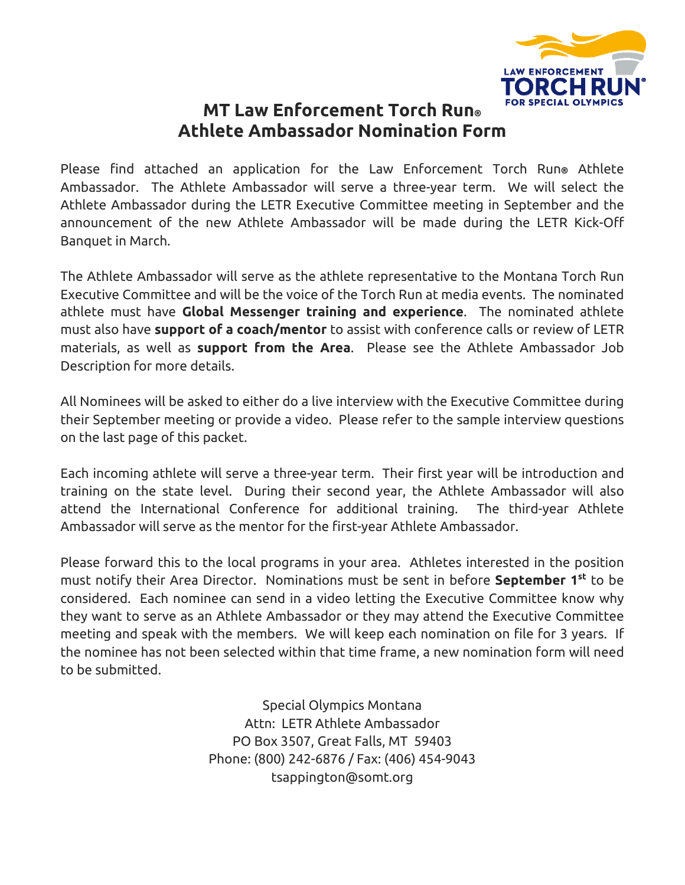# MT Law Enforcement Torch Run®
# Athlete Ambassador Nomination Form

Please find attached an application for the Law Enforcement Torch Run® Athlete Ambassador. The Athlete Ambassador will serve a three-year term. We will select the Athlete Ambassador during the LETR Executive Committee meeting in September and the announcement of the new Athlete Ambassador will be made during the LETR Kick-Off Banquet in March.

The Athlete Ambassador will serve as the athlete representative to the Montana Torch Run Executive Committee and will be the voice of the Torch Run at media events. The nominated athlete must have **Global Messenger training and experience**. The nominated athlete must also have **support of a coach/mentor** to assist with conference calls or review of LETR materials, as well as **support from the Area**. Please see the Athlete Ambassador Job Description for more details.

All Nominees will be asked to either do a live interview with the Executive Committee during their September meeting or provide a video. Please refer to the sample interview questions on the last page of this packet.

Each incoming athlete will serve a three-year term. Their first year will be introduction and training on the state level. During their second year, the Athlete Ambassador will also attend the International Conference for additional training. The third-year Athlete Ambassador will serve as the mentor for the first-year Athlete Ambassador.

Please forward this to the local programs in your area. Athletes interested in the position must notify their Area Director. Nominations must be sent in before **September 1st** to be considered. Each nominee can send in a video letting the Executive Committee know why they want to serve as an Athlete Ambassador or they may attend the Executive Committee meeting and speak with the members. We will keep each nomination on file for 3 years. If the nominee has not been selected within that time frame, a new nomination form will need to be submitted.

Special Olympics Montana
Attn: LETR Athlete Ambassador
PO Box 3507, Great Falls, MT 59403
Phone: (800) 242-6876 / Fax: (406) 454-9043
tsappington@somt.org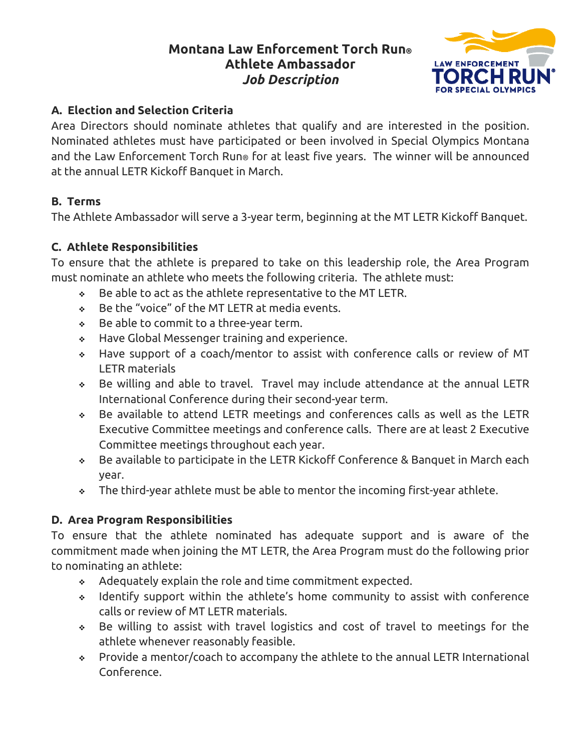# Montana Law Enforcement Torch Run®
## Athlete Ambassador
### *Job Description*

**A. Election and Selection Criteria**

Area Directors should nominate athletes that qualify and are interested in the position. Nominated athletes must have participated or been involved in Special Olympics Montana and the Law Enforcement Torch Run® for at least five years. The winner will be announced at the annual LETR Kickoff Banquet in March.

**B. Terms**

The Athlete Ambassador will serve a 3-year term, beginning at the MT LETR Kickoff Banquet.

**C. Athlete Responsibilities**

To ensure that the athlete is prepared to take on this leadership role, the Area Program must nominate an athlete who meets the following criteria. The athlete must:

- Be able to act as the athlete representative to the MT LETR.
- Be the "voice" of the MT LETR at media events.
- Be able to commit to a three-year term.
- Have Global Messenger training and experience.
- Have support of a coach/mentor to assist with conference calls or review of MT LETR materials
- Be willing and able to travel. Travel may include attendance at the annual LETR International Conference during their second-year term.
- Be available to attend LETR meetings and conferences calls as well as the LETR Executive Committee meetings and conference calls. There are at least 2 Executive Committee meetings throughout each year.
- Be available to participate in the LETR Kickoff Conference & Banquet in March each year.
- The third-year athlete must be able to mentor the incoming first-year athlete.

**D. Area Program Responsibilities**

To ensure that the athlete nominated has adequate support and is aware of the commitment made when joining the MT LETR, the Area Program must do the following prior to nominating an athlete:

- Adequately explain the role and time commitment expected.
- Identify support within the athlete's home community to assist with conference calls or review of MT LETR materials.
- Be willing to assist with travel logistics and cost of travel to meetings for the athlete whenever reasonably feasible.
- Provide a mentor/coach to accompany the athlete to the annual LETR International Conference.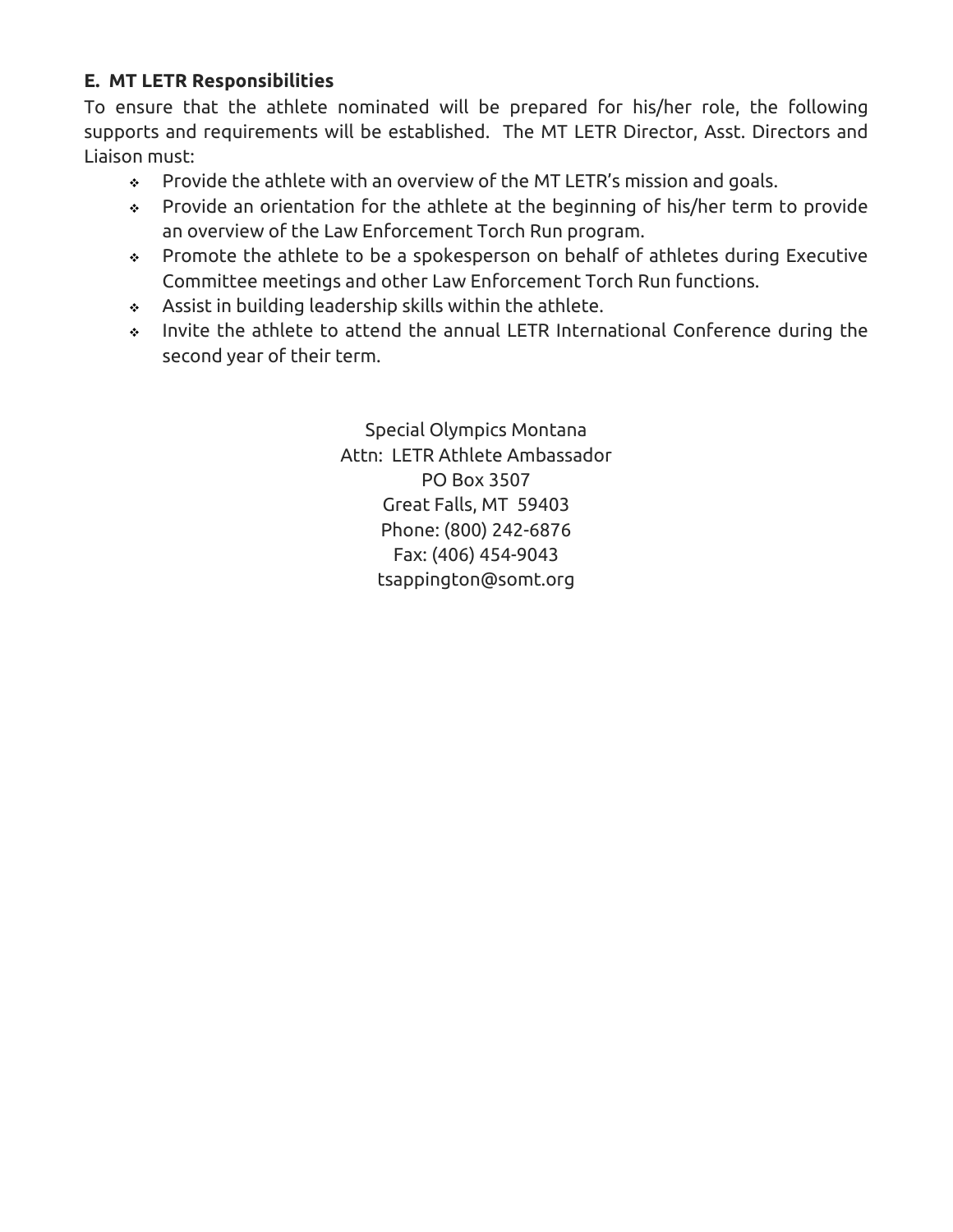### E. MT LETR Responsibilities

To ensure that the athlete nominated will be prepared for his/her role, the following supports and requirements will be established. The MT LETR Director, Asst. Directors and Liaison must:

- Provide the athlete with an overview of the MT LETR's mission and goals.
- Provide an orientation for the athlete at the beginning of his/her term to provide an overview of the Law Enforcement Torch Run program.
- Promote the athlete to be a spokesperson on behalf of athletes during Executive Committee meetings and other Law Enforcement Torch Run functions.
- Assist in building leadership skills within the athlete.
- Invite the athlete to attend the annual LETR International Conference during the second year of their term.

Special Olympics Montana
Attn: LETR Athlete Ambassador
PO Box 3507
Great Falls, MT 59403
Phone: (800) 242-6876
Fax: (406) 454-9043
tsappington@somt.org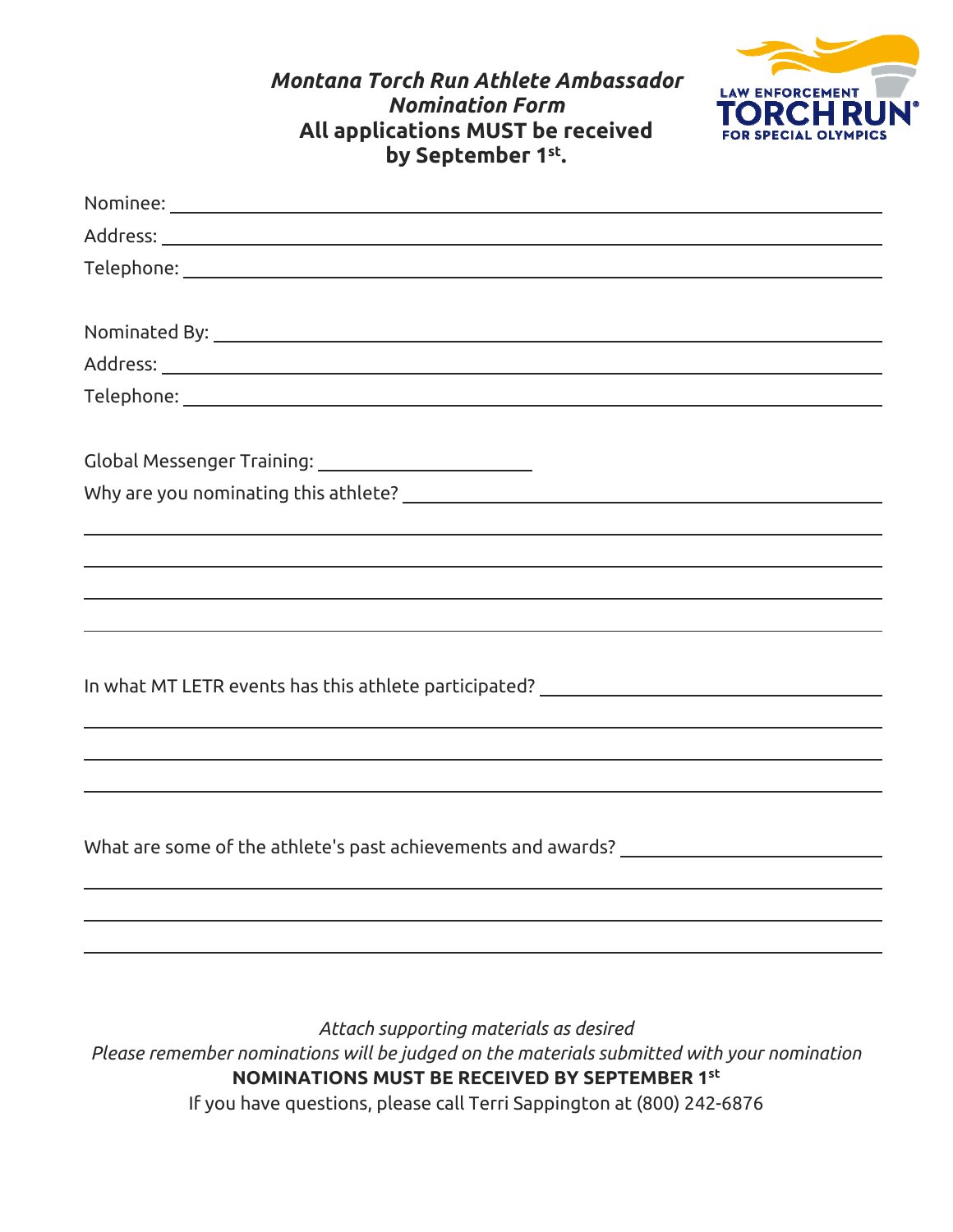# *Montana Torch Run Athlete Ambassador Nomination Form*

**All applications MUST be received by September 1st.**

LAW ENFORCEMENT TORCH RUN® FOR SPECIAL OLYMPICS

Nominee: ____________________________________________

Address: ____________________________________________

Telephone: ____________________________________________

Nominated By: ____________________________________________

Address: ____________________________________________

Telephone: ____________________________________________

Global Messenger Training: ____________________

Why are you nominating this athlete? ____________________________________________

____________________________________________

____________________________________________

____________________________________________

____________________________________________

In what MT LETR events has this athlete participated? ____________________________________________

____________________________________________

____________________________________________

____________________________________________

What are some of the athlete's past achievements and awards? ____________________________________________

____________________________________________

____________________________________________

____________________________________________

*Attach supporting materials as desired*

*Please remember nominations will be judged on the materials submitted with your nomination*

**NOMINATIONS MUST BE RECEIVED BY SEPTEMBER 1st**

If you have questions, please call Terri Sappington at (800) 242-6876